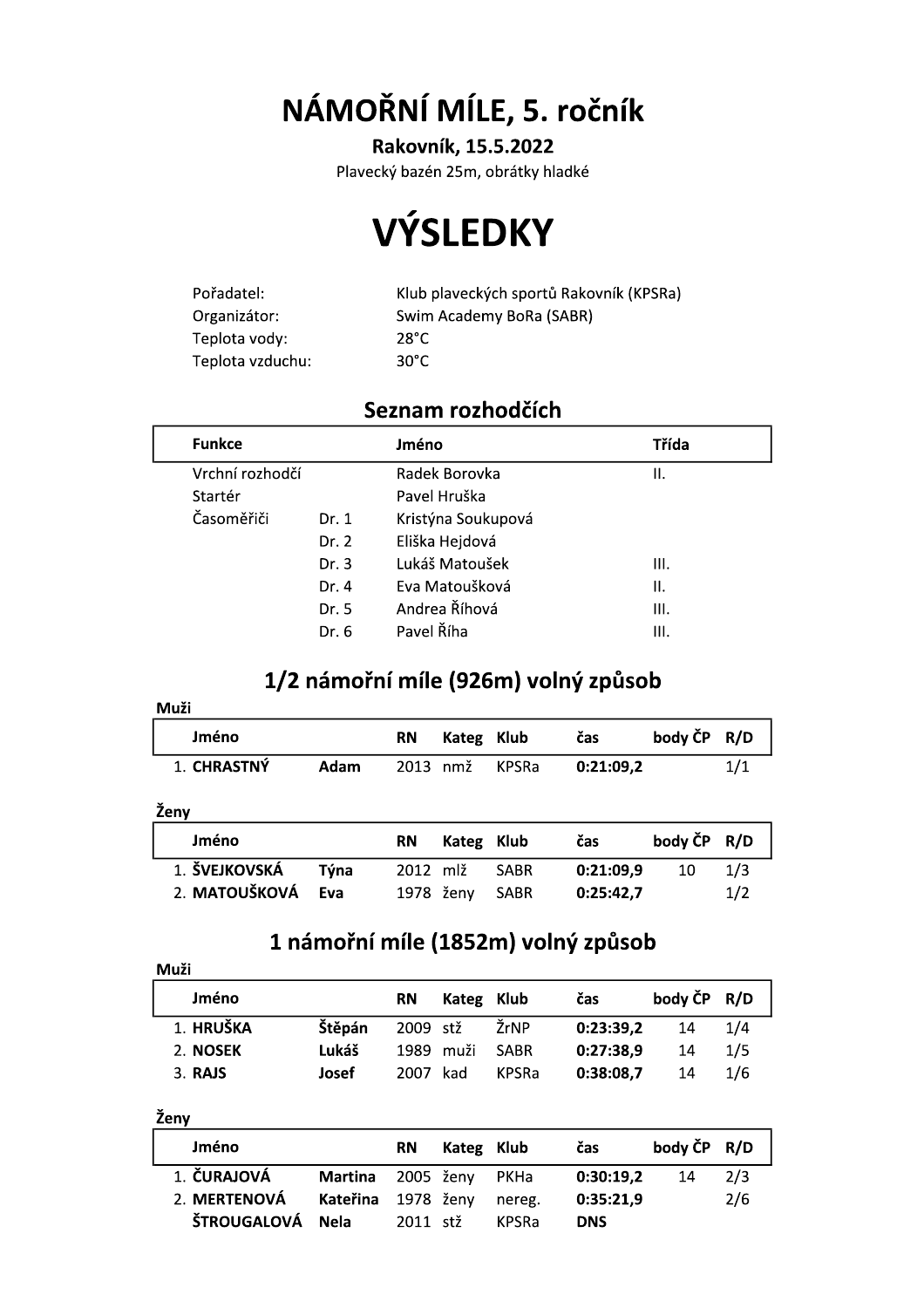# NÁMOŘNÍ MÍLE, 5. ročník

**Rakovník, 15.5.2022**

Plavecký bazén 25m, obrátky hladké

# VÝSLEDKY

| | |
|---|---|
| Pořadatel: | Klub plaveckých sportů Rakovník (KPSRa) |
| Organizátor: | Swim Academy BoRa (SABR) |
| Teplota vody: | 28°C |
| Teplota vzduchu: | 30°C |

## Seznam rozhodčích

| Funkce | | Jméno | Třída |
|---|---|---|---|
| Vrchní rozhodčí | | Radek Borovka | II. |
| Startér | | Pavel Hruška | |
| Časoměřiči | Dr. 1 | Kristýna Soukupová | |
| | Dr. 2 | Eliška Hejdová | |
| | Dr. 3 | Lukáš Matoušek | III. |
| | Dr. 4 | Eva Matoušková | II. |
| | Dr. 5 | Andrea Říhová | III. |
| | Dr. 6 | Pavel Říha | III. |

## 1/2 námořní míle (926m) volný způsob

**Muži**

| Jméno | | RN | Kateg | Klub | čas | body ČP | R/D |
|---|---|---|---|---|---|---|---|
| 1. **CHRASTNÝ** | **Adam** | 2013 | nmž | KPSRa | **0:21:09,2** | | 1/1 |

**Ženy**

| Jméno | | RN | Kateg | Klub | čas | body ČP | R/D |
|---|---|---|---|---|---|---|---|
| 1. **ŠVEJKOVSKÁ** | **Týna** | 2012 | mlž | SABR | **0:21:09,9** | 10 | 1/3 |
| 2. **MATOUŠKOVÁ** | **Eva** | 1978 | ženy | SABR | **0:25:42,7** | | 1/2 |

## 1 námořní míle (1852m) volný způsob

**Muži**

| Jméno | | RN | Kateg | Klub | čas | body ČP | R/D |
|---|---|---|---|---|---|---|---|
| 1. **HRUŠKA** | **Štěpán** | 2009 | stž | ŽrNP | **0:23:39,2** | 14 | 1/4 |
| 2. **NOSEK** | **Lukáš** | 1989 | muži | SABR | **0:27:38,9** | 14 | 1/5 |
| 3. **RAJS** | **Josef** | 2007 | kad | KPSRa | **0:38:08,7** | 14 | 1/6 |

**Ženy**

| Jméno | | RN | Kateg | Klub | čas | body ČP | R/D |
|---|---|---|---|---|---|---|---|
| 1. **ČURAJOVÁ** | **Martina** | 2005 | ženy | PKHa | **0:30:19,2** | 14 | 2/3 |
| 2. **MERTENOVÁ** | **Kateřina** | 1978 | ženy | nereg. | **0:35:21,9** | | 2/6 |
| **ŠTROUGALOVÁ** | **Nela** | 2011 | stž | KPSRa | **DNS** | | |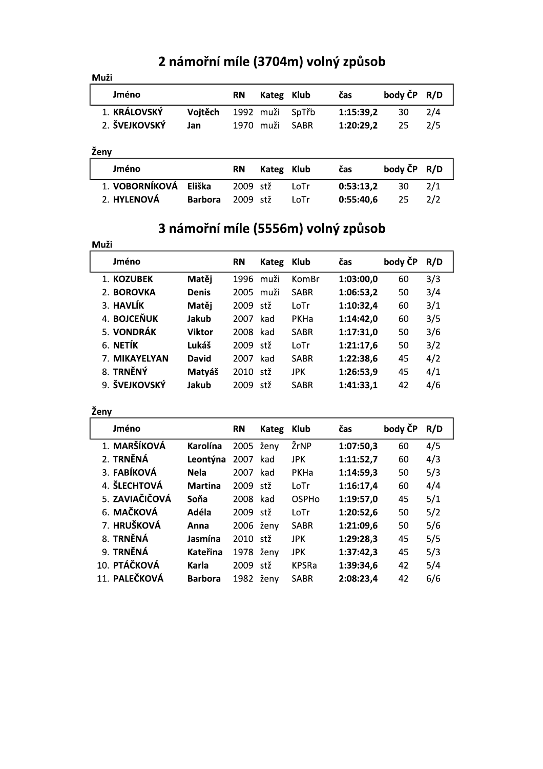## 2 námořní míle (3704m) volný způsob

Muži

| | Jméno | | RN | Kateg | Klub | čas | body ČP | R/D |
|---|---|---|---|---|---|---|---|---|
| 1. | **KRÁLOVSKÝ** | **Vojtěch** | 1992 | muži | SpTřb | **1:15:39,2** | 30 | 2/4 |
| 2. | **ŠVEJKOVSKÝ** | **Jan** | 1970 | muži | SABR | **1:20:29,2** | 25 | 2/5 |

Ženy

| | Jméno | | RN | Kateg | Klub | čas | body ČP | R/D |
|---|---|---|---|---|---|---|---|---|
| 1. | **VOBORNÍKOVÁ** | **Eliška** | 2009 | stž | LoTr | **0:53:13,2** | 30 | 2/1 |
| 2. | **HYLENOVÁ** | **Barbora** | 2009 | stž | LoTr | **0:55:40,6** | 25 | 2/2 |

## 3 námořní míle (5556m) volný způsob

Muži

| | Jméno | | RN | Kateg | Klub | čas | body ČP | R/D |
|---|---|---|---|---|---|---|---|---|
| 1. | **KOZUBEK** | **Matěj** | 1996 | muži | KomBr | **1:03:00,0** | 60 | 3/3 |
| 2. | **BOROVKA** | **Denis** | 2005 | muži | SABR | **1:06:53,2** | 50 | 3/4 |
| 3. | **HAVLÍK** | **Matěj** | 2009 | stž | LoTr | **1:10:32,4** | 60 | 3/1 |
| 4. | **BOJCEŇUK** | **Jakub** | 2007 | kad | PKHa | **1:14:42,0** | 60 | 3/5 |
| 5. | **VONDRÁK** | **Viktor** | 2008 | kad | SABR | **1:17:31,0** | 50 | 3/6 |
| 6. | **NETÍK** | **Lukáš** | 2009 | stž | LoTr | **1:21:17,6** | 50 | 3/2 |
| 7. | **MIKAYELYAN** | **David** | 2007 | kad | SABR | **1:22:38,6** | 45 | 4/2 |
| 8. | **TRNĚNÝ** | **Matyáš** | 2010 | stž | JPK | **1:26:53,9** | 45 | 4/1 |
| 9. | **ŠVEJKOVSKÝ** | **Jakub** | 2009 | stž | SABR | **1:41:33,1** | 42 | 4/6 |

Ženy

| | Jméno | | RN | Kateg | Klub | čas | body ČP | R/D |
|---|---|---|---|---|---|---|---|---|
| 1. | **MARŠÍKOVÁ** | **Karolína** | 2005 | ženy | ŽrNP | **1:07:50,3** | 60 | 4/5 |
| 2. | **TRNĚNÁ** | **Leontýna** | 2007 | kad | JPK | **1:11:52,7** | 60 | 4/3 |
| 3. | **FABÍKOVÁ** | **Nela** | 2007 | kad | PKHa | **1:14:59,3** | 50 | 5/3 |
| 4. | **ŠLECHTOVÁ** | **Martina** | 2009 | stž | LoTr | **1:16:17,4** | 60 | 4/4 |
| 5. | **ZAVIAČIČOVÁ** | **Soňa** | 2008 | kad | OSPHo | **1:19:57,0** | 45 | 5/1 |
| 6. | **MAČKOVÁ** | **Adéla** | 2009 | stž | LoTr | **1:20:52,6** | 50 | 5/2 |
| 7. | **HRUŠKOVÁ** | **Anna** | 2006 | ženy | SABR | **1:21:09,6** | 50 | 5/6 |
| 8. | **TRNĚNÁ** | **Jasmína** | 2010 | stž | JPK | **1:29:28,3** | 45 | 5/5 |
| 9. | **TRNĚNÁ** | **Kateřina** | 1978 | ženy | JPK | **1:37:42,3** | 45 | 5/3 |
| 10. | **PTÁČKOVÁ** | **Karla** | 2009 | stž | KPSRa | **1:39:34,6** | 42 | 5/4 |
| 11. | **PALEČKOVÁ** | **Barbora** | 1982 | ženy | SABR | **2:08:23,4** | 42 | 6/6 |